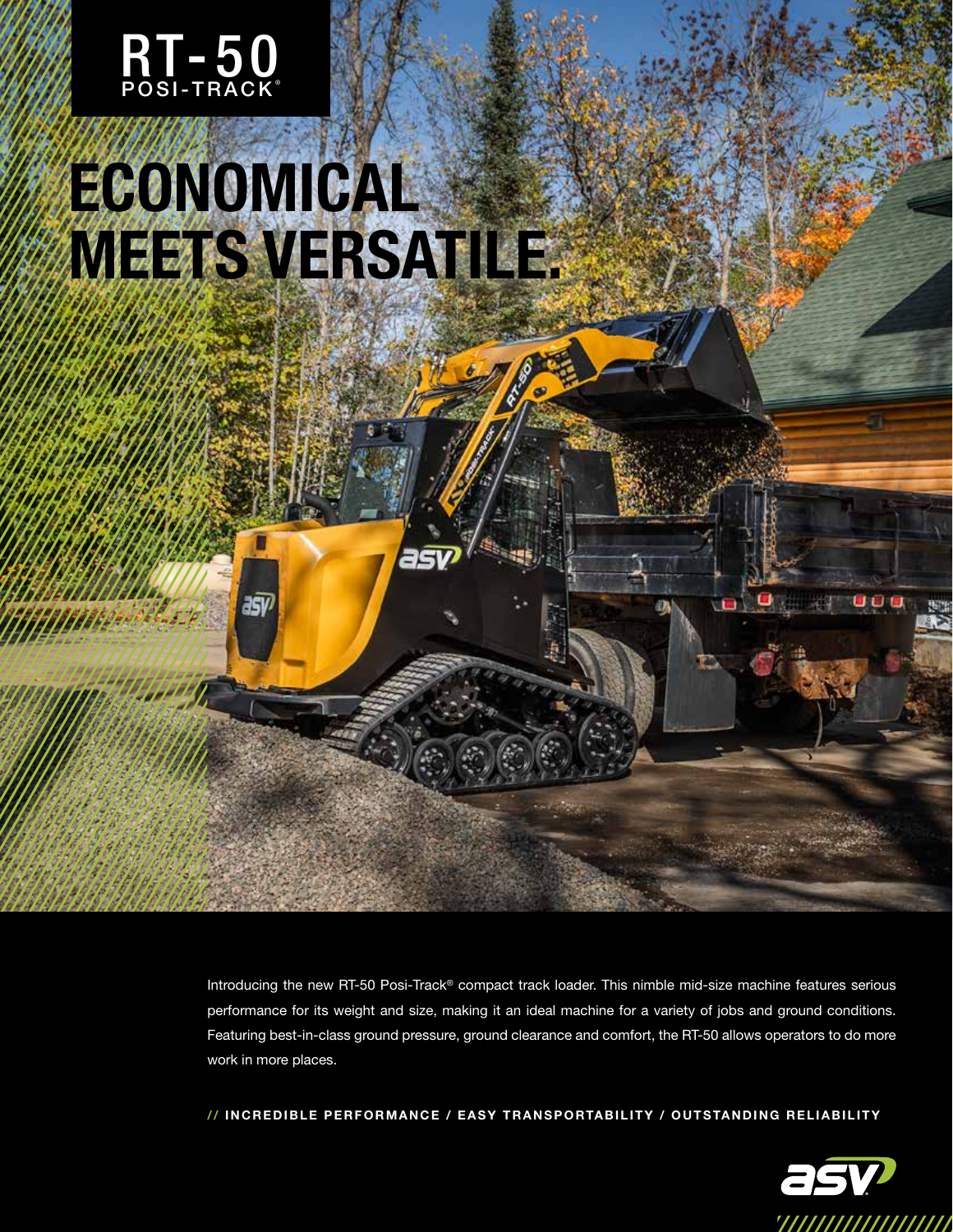RT-50
POSI-TRACK®

# ECONOMICAL MEETS VERSATILE.

Introducing the new RT-50 Posi-Track® compact track loader. This nimble mid-size machine features serious performance for its weight and size, making it an ideal machine for a variety of jobs and ground conditions. Featuring best-in-class ground pressure, ground clearance and comfort, the RT-50 allows operators to do more work in more places.

**// INCREDIBLE PERFORMANCE / EASY TRANSPORTABILITY / OUTSTANDING RELIABILITY**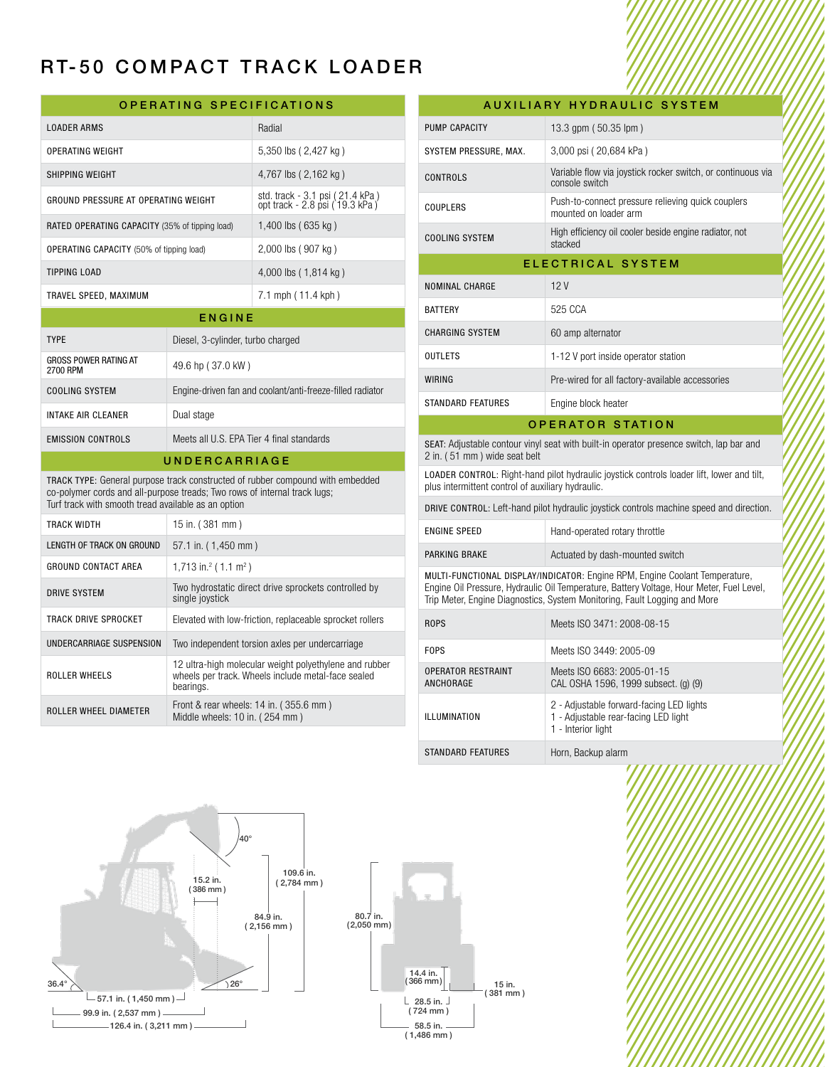# RT-50 COMPACT TRACK LOADER

## OPERATING SPECIFICATIONS

| | |
|---|---|
| LOADER ARMS | Radial |
| OPERATING WEIGHT | 5,350 lbs ( 2,427 kg ) |
| SHIPPING WEIGHT | 4,767 lbs ( 2,162 kg ) |
| GROUND PRESSURE AT OPERATING WEIGHT | std. track - 3.1 psi ( 21.4 kPa )<br>opt track - 2.8 psi ( 19.3 kPa ) |
| RATED OPERATING CAPACITY (35% of tipping load) | 1,400 lbs ( 635 kg ) |
| OPERATING CAPACITY (50% of tipping load) | 2,000 lbs ( 907 kg ) |
| TIPPING LOAD | 4,000 lbs ( 1,814 kg ) |
| TRAVEL SPEED, MAXIMUM | 7.1 mph ( 11.4 kph ) |

## ENGINE

| | |
|---|---|
| TYPE | Diesel, 3-cylinder, turbo charged |
| GROSS POWER RATING AT 2700 RPM | 49.6 hp ( 37.0 kW ) |
| COOLING SYSTEM | Engine-driven fan and coolant/anti-freeze-filled radiator |
| INTAKE AIR CLEANER | Dual stage |
| EMISSION CONTROLS | Meets all U.S. EPA Tier 4 final standards |

## UNDERCARRIAGE

TRACK TYPE: General purpose track constructed of rubber compound with embedded co-polymer cords and all-purpose treads; Two rows of internal track lugs; Turf track with smooth tread available as an option

| | |
|---|---|
| TRACK WIDTH | 15 in. ( 381 mm ) |
| LENGTH OF TRACK ON GROUND | 57.1 in. ( 1,450 mm ) |
| GROUND CONTACT AREA | 1,713 in.$^2$ ( 1.1 m$^2$ ) |
| DRIVE SYSTEM | Two hydrostatic direct drive sprockets controlled by single joystick |
| TRACK DRIVE SPROCKET | Elevated with low-friction, replaceable sprocket rollers |
| UNDERCARRIAGE SUSPENSION | Two independent torsion axles per undercarriage |
| ROLLER WHEELS | 12 ultra-high molecular weight polyethylene and rubber wheels per track. Wheels include metal-face sealed bearings. |
| ROLLER WHEEL DIAMETER | Front & rear wheels: 14 in. ( 355.6 mm )<br>Middle wheels: 10 in. ( 254 mm ) |

## AUXILIARY HYDRAULIC SYSTEM

| | |
|---|---|
| PUMP CAPACITY | 13.3 gpm ( 50.35 lpm ) |
| SYSTEM PRESSURE, MAX. | 3,000 psi ( 20,684 kPa ) |
| CONTROLS | Variable flow via joystick rocker switch, or continuous via console switch |
| COUPLERS | Push-to-connect pressure relieving quick couplers mounted on loader arm |
| COOLING SYSTEM | High efficiency oil cooler beside engine radiator, not stacked |

## ELECTRICAL SYSTEM

| | |
|---|---|
| NOMINAL CHARGE | 12 V |
| BATTERY | 525 CCA |
| CHARGING SYSTEM | 60 amp alternator |
| OUTLETS | 1-12 V port inside operator station |
| WIRING | Pre-wired for all factory-available accessories |
| STANDARD FEATURES | Engine block heater |

## OPERATOR STATION

SEAT: Adjustable contour vinyl seat with built-in operator presence switch, lap bar and 2 in. ( 51 mm ) wide seat belt

LOADER CONTROL: Right-hand pilot hydraulic joystick controls loader lift, lower and tilt, plus intermittent control of auxiliary hydraulic.

DRIVE CONTROL: Left-hand pilot hydraulic joystick controls machine speed and direction.

| | |
|---|---|
| ENGINE SPEED | Hand-operated rotary throttle |
| PARKING BRAKE | Actuated by dash-mounted switch |

MULTI-FUNCTIONAL DISPLAY/INDICATOR: Engine RPM, Engine Coolant Temperature, Engine Oil Pressure, Hydraulic Oil Temperature, Battery Voltage, Hour Meter, Fuel Level, Trip Meter, Engine Diagnostics, System Monitoring, Fault Logging and More

| | |
|---|---|
| ROPS | Meets ISO 3471: 2008-08-15 |
| FOPS | Meets ISO 3449: 2005-09 |
| OPERATOR RESTRAINT ANCHORAGE | Meets ISO 6683: 2005-01-15<br>CAL OSHA 1596, 1999 subsect. (g) (9) |
| ILLUMINATION | 2 - Adjustable forward-facing LED lights<br>1 - Adjustable rear-facing LED light<br>1 - Interior light |
| STANDARD FEATURES | Horn, Backup alarm |

40°
15.2 in. ( 386 mm )
109.6 in. ( 2,784 mm )
84.9 in. ( 2,156 mm )
36.4°
26°
57.1 in. ( 1,450 mm )
99.9 in. ( 2,537 mm )
126.4 in. ( 3,211 mm )

80.7 in. (2,050 mm)
14.4 in. (366 mm)
15 in. ( 381 mm )
28.5 in. ( 724 mm )
58.5 in. ( 1,486 mm )